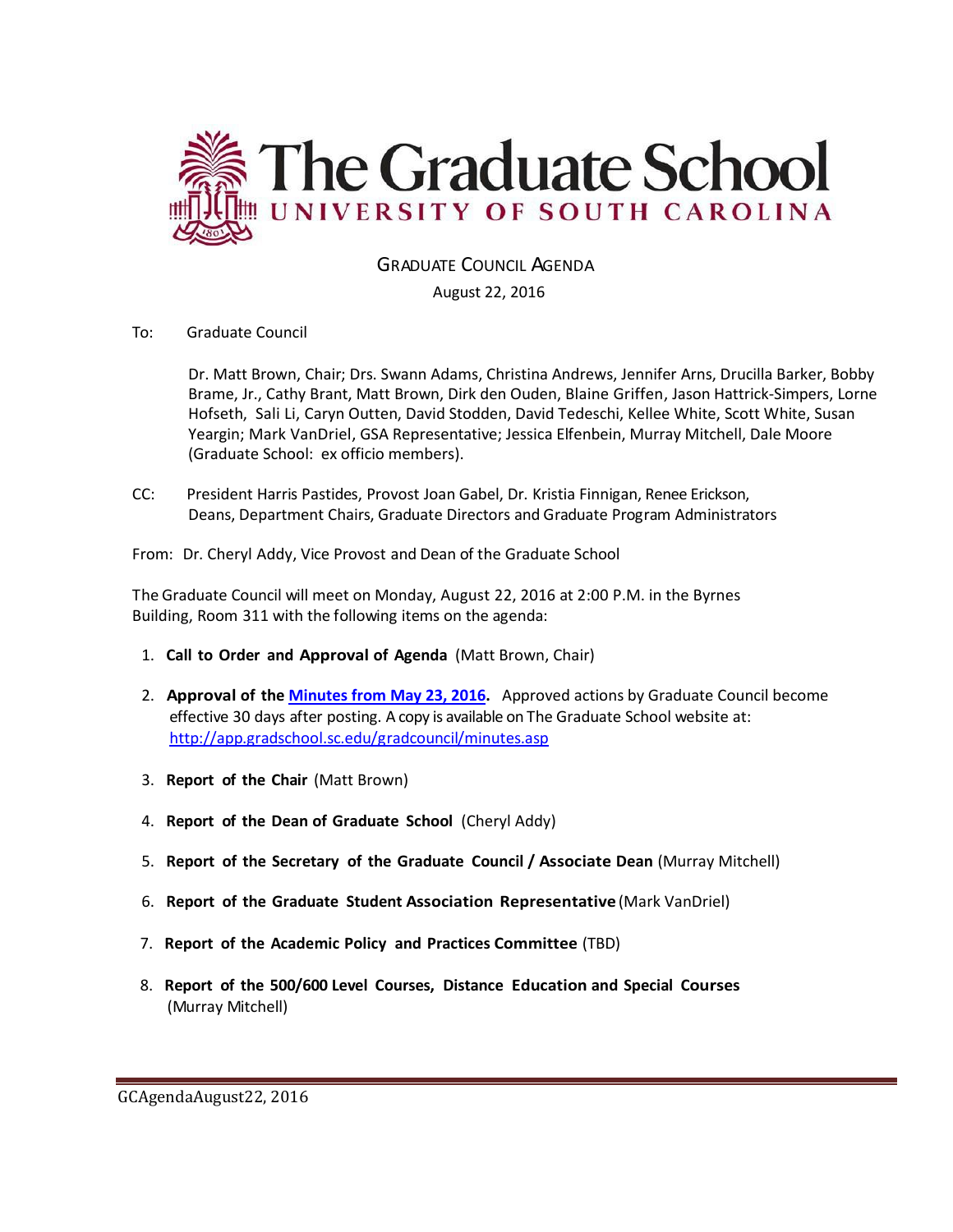# The Graduate School

## UNIVERSITY OF SOUTH CAROLINA

GRADUATE COUNCIL AGENDA

August 22, 2016

To: Graduate Council

Dr. Matt Brown, Chair; Drs. Swann Adams, Christina Andrews, Jennifer Arns, Drucilla Barker, Bobby Brame, Jr., Cathy Brant, Matt Brown, Dirk den Ouden, Blaine Griffen, Jason Hattrick-Simpers, Lorne Hofseth, Sali Li, Caryn Outten, David Stodden, David Tedeschi, Kellee White, Scott White, Susan Yeargin; Mark VanDriel, GSA Representative; Jessica Elfenbein, Murray Mitchell, Dale Moore (Graduate School: ex officio members).

CC: President Harris Pastides, Provost Joan Gabel, Dr. Kristia Finnigan, Renee Erickson, Deans, Department Chairs, Graduate Directors and Graduate Program Administrators

From: Dr. Cheryl Addy, Vice Provost and Dean of the Graduate School

The Graduate Council will meet on Monday, August 22, 2016 at 2:00 P.M. in the Byrnes Building, Room 311 with the following items on the agenda:

1. **Call to Order and Approval of Agenda** (Matt Brown, Chair)
2. **Approval of the Minutes from May 23, 2016.** Approved actions by Graduate Council become effective 30 days after posting. A copy is available on The Graduate School website at: http://app.gradschool.sc.edu/gradcouncil/minutes.asp
3. **Report of the Chair** (Matt Brown)
4. **Report of the Dean of Graduate School** (Cheryl Addy)
5. **Report of the Secretary of the Graduate Council / Associate Dean** (Murray Mitchell)
6. **Report of the Graduate Student Association Representative** (Mark VanDriel)
7. **Report of the Academic Policy and Practices Committee** (TBD)
8. **Report of the 500/600 Level Courses, Distance Education and Special Courses** (Murray Mitchell)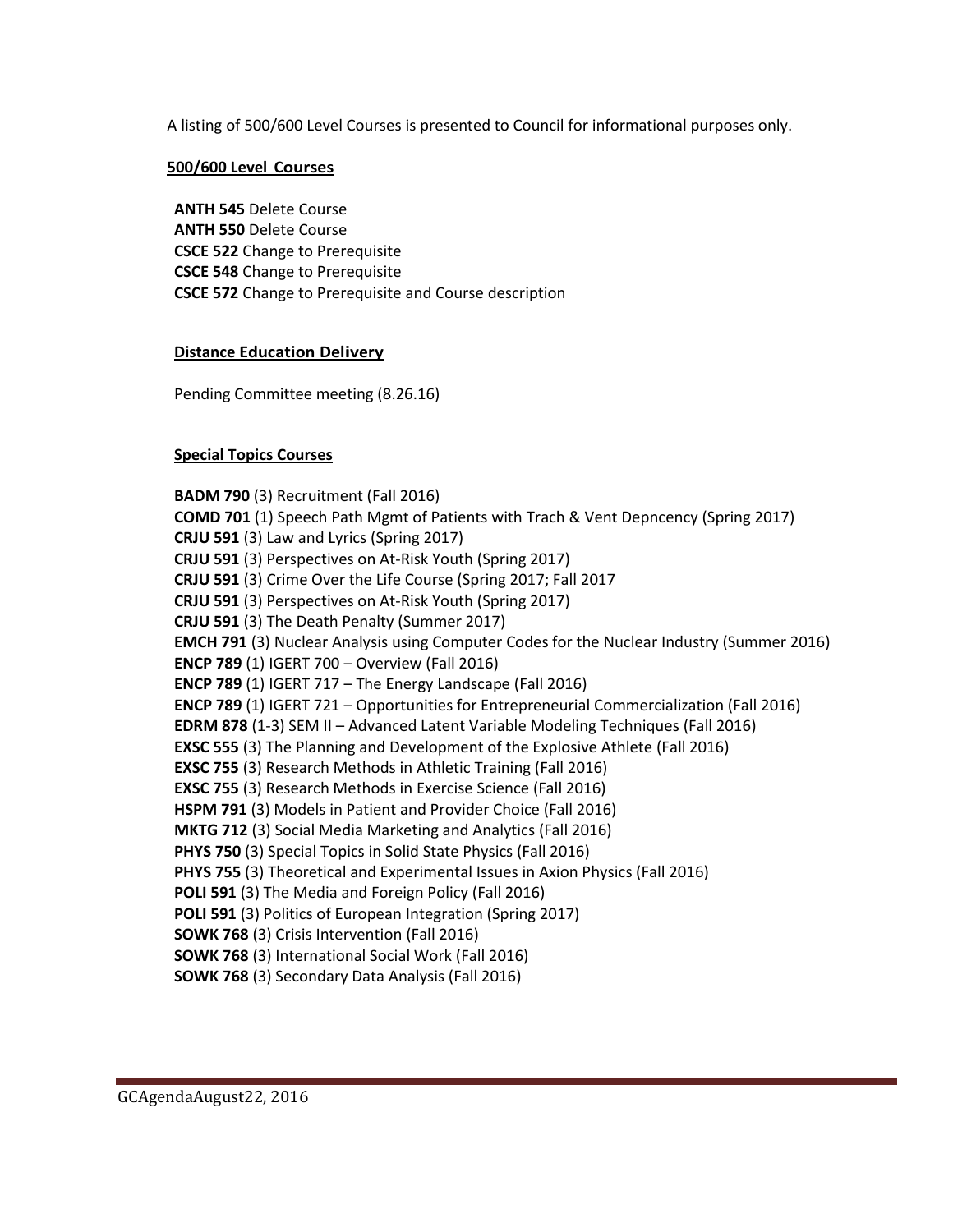A listing of 500/600 Level Courses is presented to Council for informational purposes only.

## 500/600 Level Courses

**ANTH 545** Delete Course
**ANTH 550** Delete Course
**CSCE 522** Change to Prerequisite
**CSCE 548** Change to Prerequisite
**CSCE 572** Change to Prerequisite and Course description

## Distance Education Delivery

Pending Committee meeting (8.26.16)

## Special Topics Courses

**BADM 790** (3) Recruitment (Fall 2016)
**COMD 701** (1) Speech Path Mgmt of Patients with Trach & Vent Depncency (Spring 2017)
**CRJU 591** (3) Law and Lyrics (Spring 2017)
**CRJU 591** (3) Perspectives on At-Risk Youth (Spring 2017)
**CRJU 591** (3) Crime Over the Life Course (Spring 2017; Fall 2017
**CRJU 591** (3) Perspectives on At-Risk Youth (Spring 2017)
**CRJU 591** (3) The Death Penalty (Summer 2017)
**EMCH 791** (3) Nuclear Analysis using Computer Codes for the Nuclear Industry (Summer 2016)
**ENCP 789** (1) IGERT 700 – Overview (Fall 2016)
**ENCP 789** (1) IGERT 717 – The Energy Landscape (Fall 2016)
**ENCP 789** (1) IGERT 721 – Opportunities for Entrepreneurial Commercialization (Fall 2016)
**EDRM 878** (1-3) SEM II – Advanced Latent Variable Modeling Techniques (Fall 2016)
**EXSC 555** (3) The Planning and Development of the Explosive Athlete (Fall 2016)
**EXSC 755** (3) Research Methods in Athletic Training (Fall 2016)
**EXSC 755** (3) Research Methods in Exercise Science (Fall 2016)
**HSPM 791** (3) Models in Patient and Provider Choice (Fall 2016)
**MKTG 712** (3) Social Media Marketing and Analytics (Fall 2016)
**PHYS 750** (3) Special Topics in Solid State Physics (Fall 2016)
**PHYS 755** (3) Theoretical and Experimental Issues in Axion Physics (Fall 2016)
**POLI 591** (3) The Media and Foreign Policy (Fall 2016)
**POLI 591** (3) Politics of European Integration (Spring 2017)
**SOWK 768** (3) Crisis Intervention (Fall 2016)
**SOWK 768** (3) International Social Work (Fall 2016)
**SOWK 768** (3) Secondary Data Analysis (Fall 2016)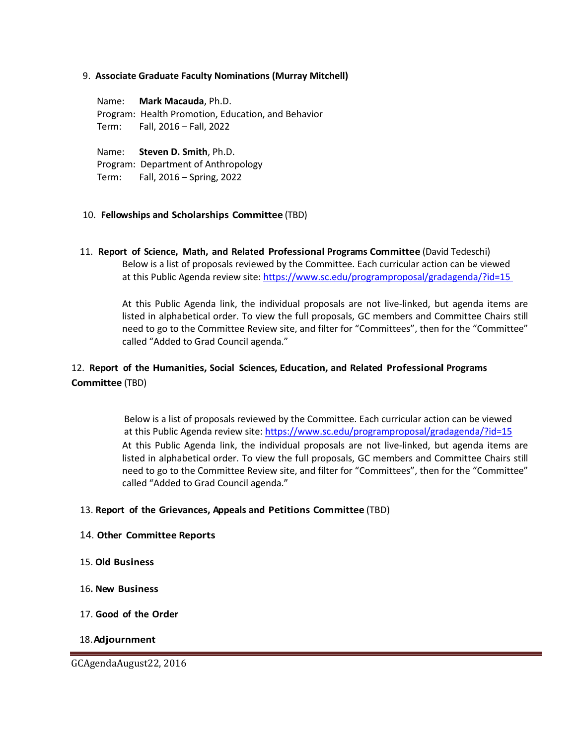9. **Associate Graduate Faculty Nominations (Murray Mitchell)**

   Name: **Mark Macauda**, Ph.D.
   Program: Health Promotion, Education, and Behavior
   Term: Fall, 2016 – Fall, 2022

   Name: **Steven D. Smith**, Ph.D.
   Program: Department of Anthropology
   Term: Fall, 2016 – Spring, 2022

10. **Fellowships and Scholarships Committee** (TBD)

11. **Report of Science, Math, and Related Professional Programs Committee** (David Tedeschi)

    Below is a list of proposals reviewed by the Committee. Each curricular action can be viewed at this Public Agenda review site: https://www.sc.edu/programproposal/gradagenda/?id=15

    At this Public Agenda link, the individual proposals are not live-linked, but agenda items are listed in alphabetical order. To view the full proposals, GC members and Committee Chairs still need to go to the Committee Review site, and filter for "Committees", then for the "Committee" called "Added to Grad Council agenda."

12. **Report of the Humanities, Social Sciences, Education, and Related Professional Programs Committee** (TBD)

    Below is a list of proposals reviewed by the Committee. Each curricular action can be viewed at this Public Agenda review site: https://www.sc.edu/programproposal/gradagenda/?id=15
    At this Public Agenda link, the individual proposals are not live-linked, but agenda items are listed in alphabetical order. To view the full proposals, GC members and Committee Chairs still need to go to the Committee Review site, and filter for "Committees", then for the "Committee" called "Added to Grad Council agenda."

13. **Report of the Grievances, Appeals and Petitions Committee** (TBD)

14. **Other Committee Reports**

15. **Old Business**

16. **New Business**

17. **Good of the Order**

18. **Adjournment**